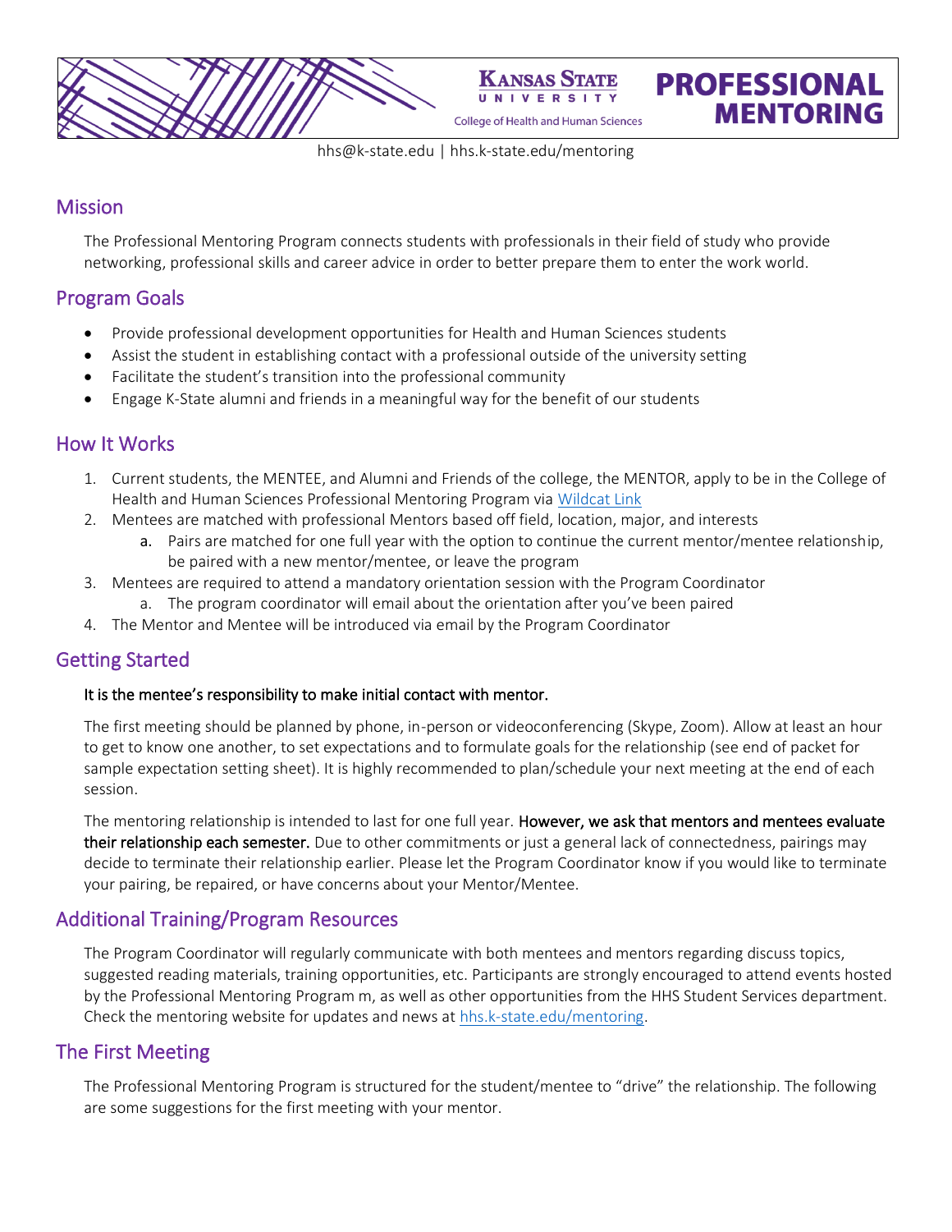# PROFESSIONAL MENTORING

Kansas State University
College of Health and Human Sciences

hhs@k-state.edu | hhs.k-state.edu/mentoring

## Mission

The Professional Mentoring Program connects students with professionals in their field of study who provide networking, professional skills and career advice in order to better prepare them to enter the work world.

## Program Goals

- Provide professional development opportunities for Health and Human Sciences students
- Assist the student in establishing contact with a professional outside of the university setting
- Facilitate the student's transition into the professional community
- Engage K-State alumni and friends in a meaningful way for the benefit of our students

## How It Works

1. Current students, the MENTEE, and Alumni and Friends of the college, the MENTOR, apply to be in the College of Health and Human Sciences Professional Mentoring Program via [Wildcat Link]
2. Mentees are matched with professional Mentors based off field, location, major, and interests
   a. Pairs are matched for one full year with the option to continue the current mentor/mentee relationship, be paired with a new mentor/mentee, or leave the program
3. Mentees are required to attend a mandatory orientation session with the Program Coordinator
   a. The program coordinator will email about the orientation after you've been paired
4. The Mentor and Mentee will be introduced via email by the Program Coordinator

## Getting Started

**It is the mentee's responsibility to make initial contact with mentor.**

The first meeting should be planned by phone, in-person or videoconferencing (Skype, Zoom). Allow at least an hour to get to know one another, to set expectations and to formulate goals for the relationship (see end of packet for sample expectation setting sheet). It is highly recommended to plan/schedule your next meeting at the end of each session.

The mentoring relationship is intended to last for one full year. **However, we ask that mentors and mentees evaluate their relationship each semester.** Due to other commitments or just a general lack of connectedness, pairings may decide to terminate their relationship earlier. Please let the Program Coordinator know if you would like to terminate your pairing, be repaired, or have concerns about your Mentor/Mentee.

## Additional Training/Program Resources

The Program Coordinator will regularly communicate with both mentees and mentors regarding discuss topics, suggested reading materials, training opportunities, etc. Participants are strongly encouraged to attend events hosted by the Professional Mentoring Program m, as well as other opportunities from the HHS Student Services department. Check the mentoring website for updates and news at hhs.k-state.edu/mentoring.

## The First Meeting

The Professional Mentoring Program is structured for the student/mentee to "drive" the relationship. The following are some suggestions for the first meeting with your mentor.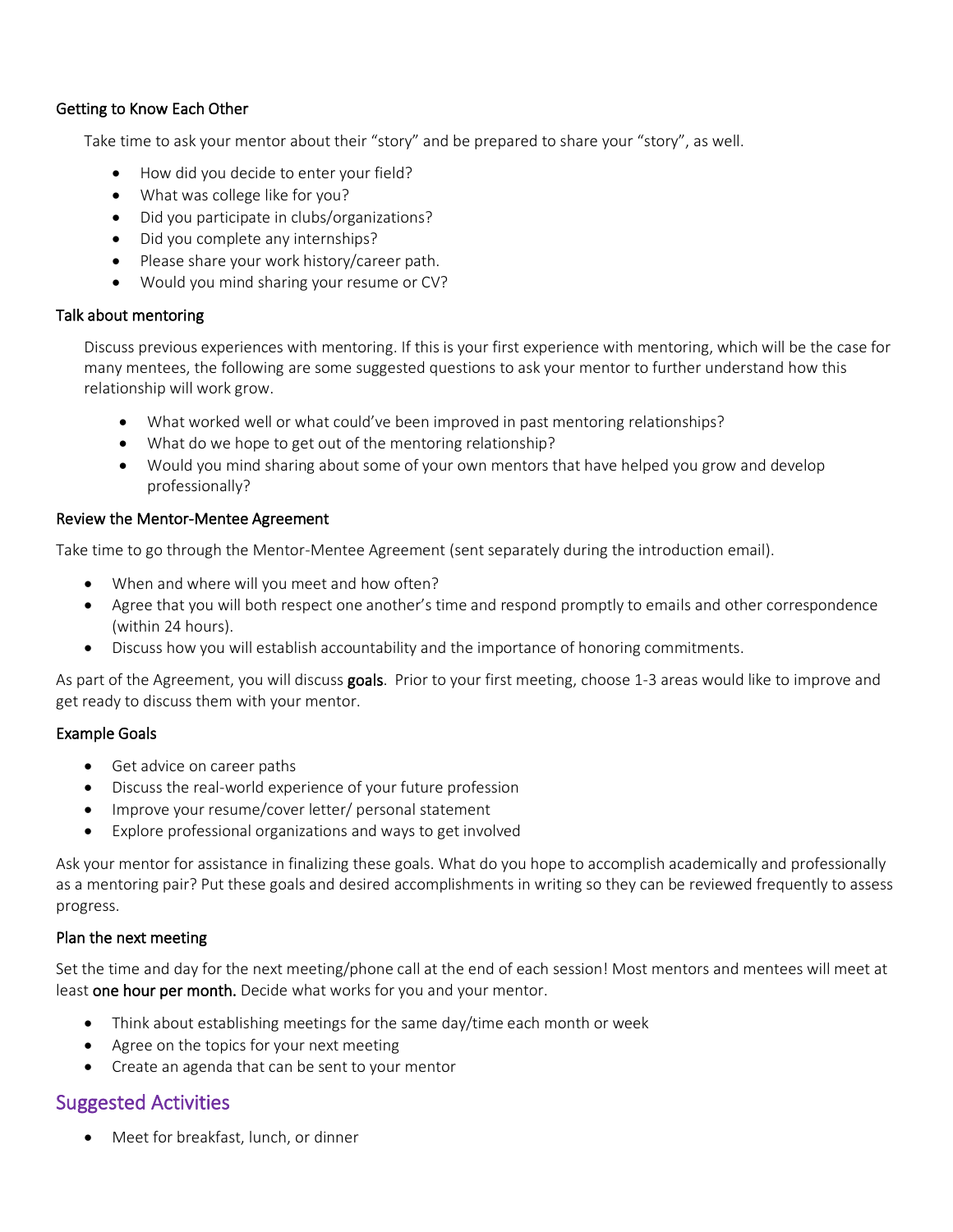### Getting to Know Each Other

Take time to ask your mentor about their "story" and be prepared to share your "story", as well.

- How did you decide to enter your field?
- What was college like for you?
- Did you participate in clubs/organizations?
- Did you complete any internships?
- Please share your work history/career path.
- Would you mind sharing your resume or CV?

### Talk about mentoring

Discuss previous experiences with mentoring. If this is your first experience with mentoring, which will be the case for many mentees, the following are some suggested questions to ask your mentor to further understand how this relationship will work grow.

- What worked well or what could've been improved in past mentoring relationships?
- What do we hope to get out of the mentoring relationship?
- Would you mind sharing about some of your own mentors that have helped you grow and develop professionally?

### Review the Mentor-Mentee Agreement

Take time to go through the Mentor-Mentee Agreement (sent separately during the introduction email).

- When and where will you meet and how often?
- Agree that you will both respect one another's time and respond promptly to emails and other correspondence (within 24 hours).
- Discuss how you will establish accountability and the importance of honoring commitments.

As part of the Agreement, you will discuss **goals**. Prior to your first meeting, choose 1-3 areas would like to improve and get ready to discuss them with your mentor.

### Example Goals

- Get advice on career paths
- Discuss the real-world experience of your future profession
- Improve your resume/cover letter/ personal statement
- Explore professional organizations and ways to get involved

Ask your mentor for assistance in finalizing these goals. What do you hope to accomplish academically and professionally as a mentoring pair? Put these goals and desired accomplishments in writing so they can be reviewed frequently to assess progress.

### Plan the next meeting

Set the time and day for the next meeting/phone call at the end of each session! Most mentors and mentees will meet at least **one hour per month.** Decide what works for you and your mentor.

- Think about establishing meetings for the same day/time each month or week
- Agree on the topics for your next meeting
- Create an agenda that can be sent to your mentor

## Suggested Activities

- Meet for breakfast, lunch, or dinner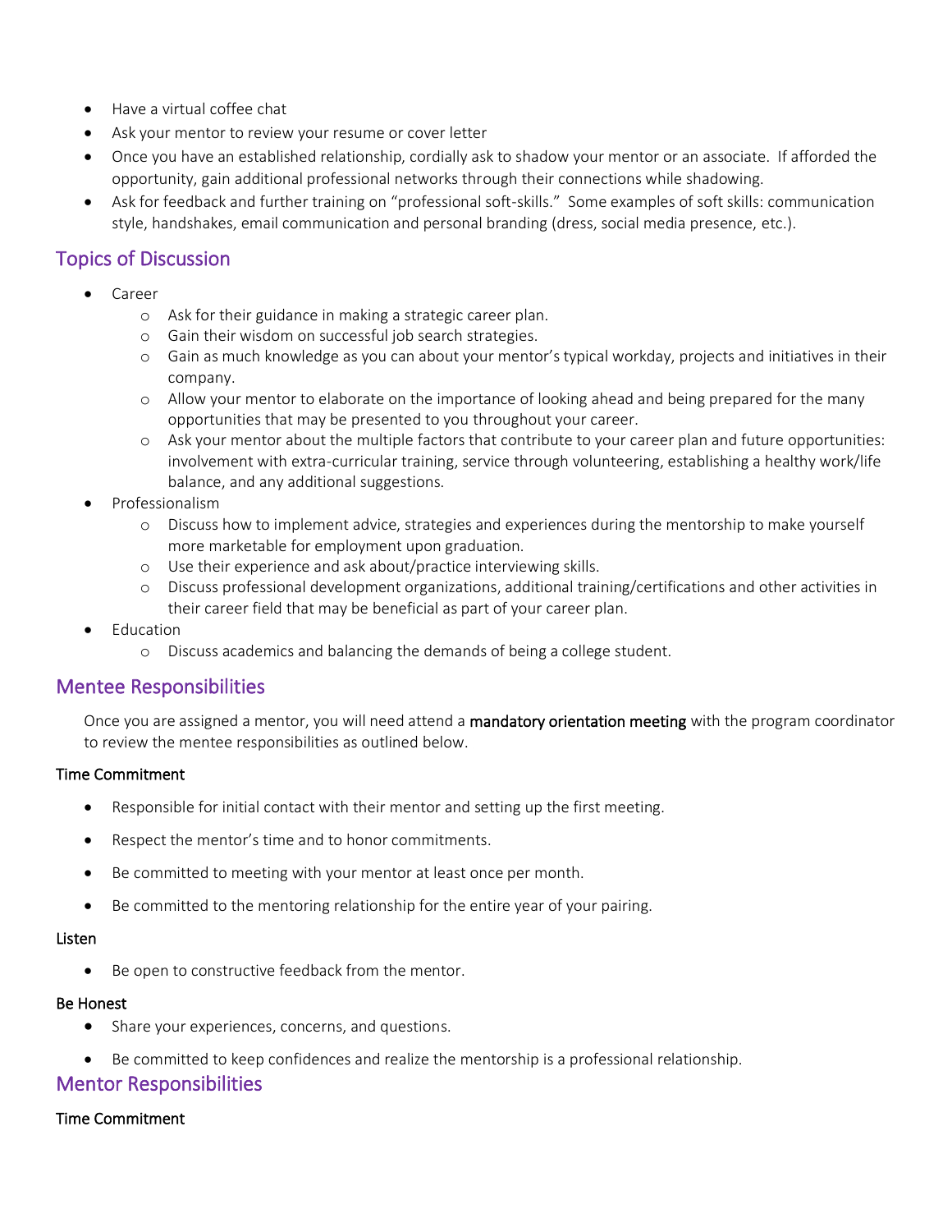- Have a virtual coffee chat
- Ask your mentor to review your resume or cover letter
- Once you have an established relationship, cordially ask to shadow your mentor or an associate. If afforded the opportunity, gain additional professional networks through their connections while shadowing.
- Ask for feedback and further training on "professional soft-skills." Some examples of soft skills: communication style, handshakes, email communication and personal branding (dress, social media presence, etc.).

## Topics of Discussion

- Career
  - Ask for their guidance in making a strategic career plan.
  - Gain their wisdom on successful job search strategies.
  - Gain as much knowledge as you can about your mentor's typical workday, projects and initiatives in their company.
  - Allow your mentor to elaborate on the importance of looking ahead and being prepared for the many opportunities that may be presented to you throughout your career.
  - Ask your mentor about the multiple factors that contribute to your career plan and future opportunities: involvement with extra-curricular training, service through volunteering, establishing a healthy work/life balance, and any additional suggestions.
- Professionalism
  - Discuss how to implement advice, strategies and experiences during the mentorship to make yourself more marketable for employment upon graduation.
  - Use their experience and ask about/practice interviewing skills.
  - Discuss professional development organizations, additional training/certifications and other activities in their career field that may be beneficial as part of your career plan.
- Education
  - Discuss academics and balancing the demands of being a college student.

## Mentee Responsibilities

Once you are assigned a mentor, you will need attend a **mandatory orientation meeting** with the program coordinator to review the mentee responsibilities as outlined below.

### Time Commitment

- Responsible for initial contact with their mentor and setting up the first meeting.
- Respect the mentor's time and to honor commitments.
- Be committed to meeting with your mentor at least once per month.
- Be committed to the mentoring relationship for the entire year of your pairing.

### Listen

- Be open to constructive feedback from the mentor.

### Be Honest

- Share your experiences, concerns, and questions.
- Be committed to keep confidences and realize the mentorship is a professional relationship.

## Mentor Responsibilities

### Time Commitment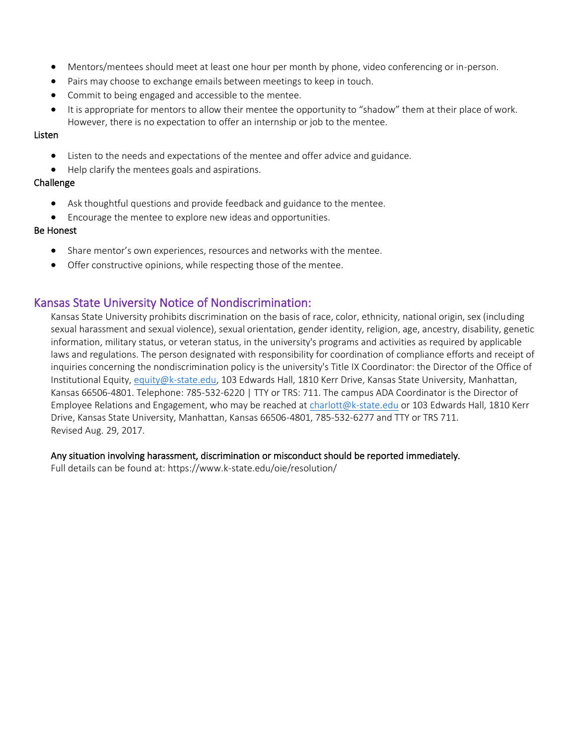- Mentors/mentees should meet at least one hour per month by phone, video conferencing or in-person.
- Pairs may choose to exchange emails between meetings to keep in touch.
- Commit to being engaged and accessible to the mentee.
- It is appropriate for mentors to allow their mentee the opportunity to "shadow" them at their place of work. However, there is no expectation to offer an internship or job to the mentee.

Listen

- Listen to the needs and expectations of the mentee and offer advice and guidance.
- Help clarify the mentees goals and aspirations.

Challenge

- Ask thoughtful questions and provide feedback and guidance to the mentee.
- Encourage the mentee to explore new ideas and opportunities.

Be Honest

- Share mentor's own experiences, resources and networks with the mentee.
- Offer constructive opinions, while respecting those of the mentee.

## Kansas State University Notice of Nondiscrimination:

Kansas State University prohibits discrimination on the basis of race, color, ethnicity, national origin, sex (including sexual harassment and sexual violence), sexual orientation, gender identity, religion, age, ancestry, disability, genetic information, military status, or veteran status, in the university's programs and activities as required by applicable laws and regulations. The person designated with responsibility for coordination of compliance efforts and receipt of inquiries concerning the nondiscrimination policy is the university's Title IX Coordinator: the Director of the Office of Institutional Equity, equity@k-state.edu, 103 Edwards Hall, 1810 Kerr Drive, Kansas State University, Manhattan, Kansas 66506-4801. Telephone: 785-532-6220 | TTY or TRS: 711. The campus ADA Coordinator is the Director of Employee Relations and Engagement, who may be reached at charlott@k-state.edu or 103 Edwards Hall, 1810 Kerr Drive, Kansas State University, Manhattan, Kansas 66506-4801, 785-532-6277 and TTY or TRS 711.
Revised Aug. 29, 2017.

Any situation involving harassment, discrimination or misconduct should be reported immediately.
Full details can be found at: https://www.k-state.edu/oie/resolution/